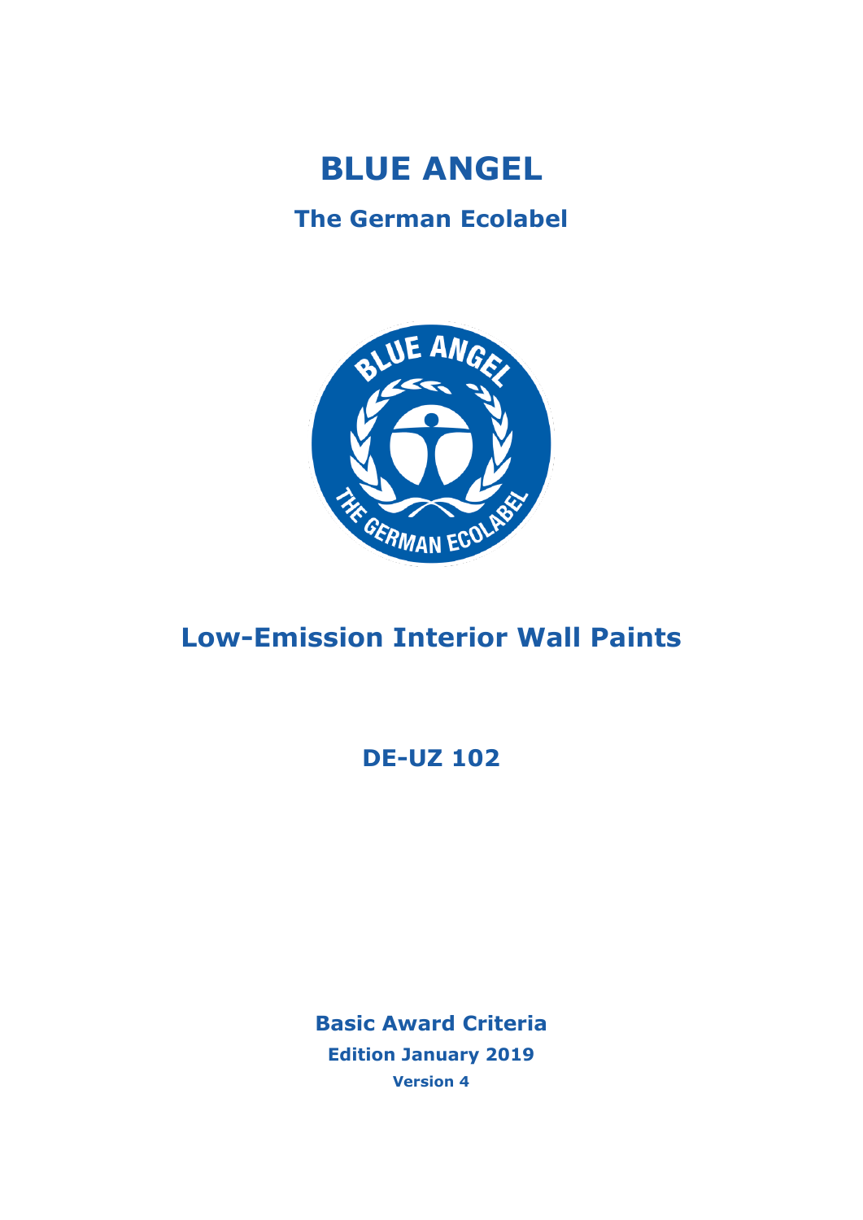# BLUE ANGEL

## The German Ecolabel

# Low-Emission Interior Wall Paints

## DE-UZ 102

**Basic Award Criteria**

**Edition January 2019**

**Version 4**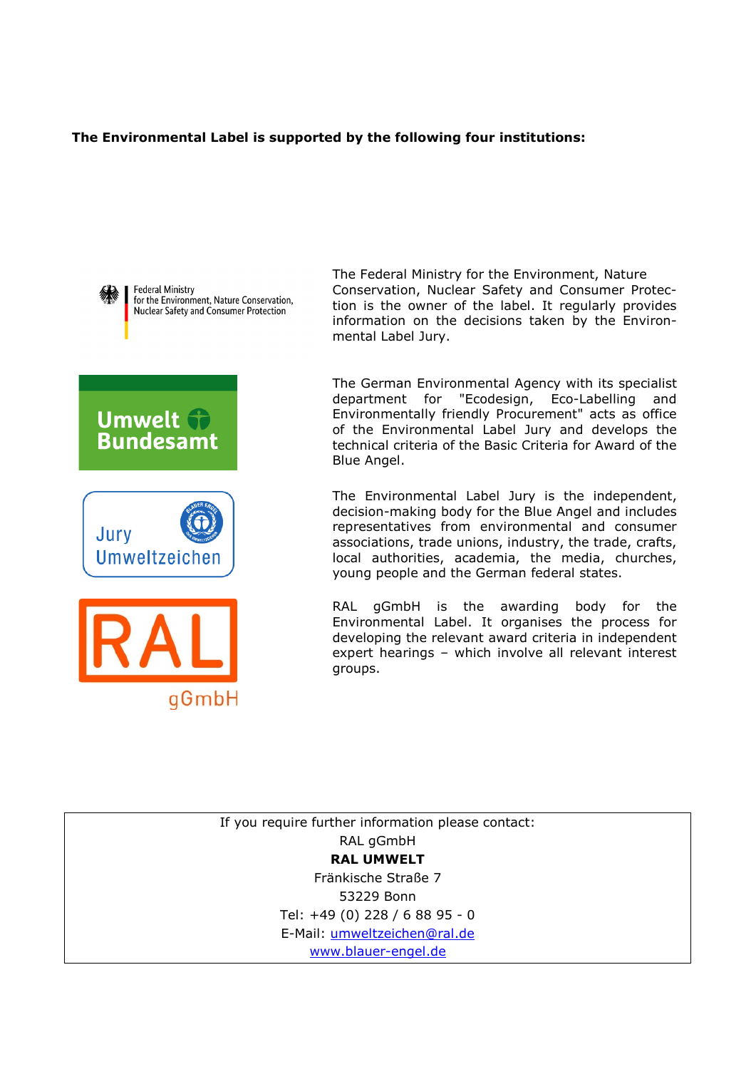**The Environmental Label is supported by the following four institutions:**

Federal Ministry for the Environment, Nature Conservation, Nuclear Safety and Consumer Protection

The Federal Ministry for the Environment, Nature Conservation, Nuclear Safety and Consumer Protection is the owner of the label. It regularly provides information on the decisions taken by the Environmental Label Jury.

Umwelt Bundesamt

The German Environmental Agency with its specialist department for "Ecodesign, Eco-Labelling and Environmentally friendly Procurement" acts as office of the Environmental Label Jury and develops the technical criteria of the Basic Criteria for Award of the Blue Angel.

Jury Umweltzeichen

The Environmental Label Jury is the independent, decision-making body for the Blue Angel and includes representatives from environmental and consumer associations, trade unions, industry, the trade, crafts, local authorities, academia, the media, churches, young people and the German federal states.

RAL gGmbH

RAL gGmbH is the awarding body for the Environmental Label. It organises the process for developing the relevant award criteria in independent expert hearings – which involve all relevant interest groups.

If you require further information please contact:
RAL gGmbH
**RAL UMWELT**
Fränkische Straße 7
53229 Bonn
Tel: +49 (0) 228 / 6 88 95 - 0
E-Mail: umweltzeichen@ral.de
www.blauer-engel.de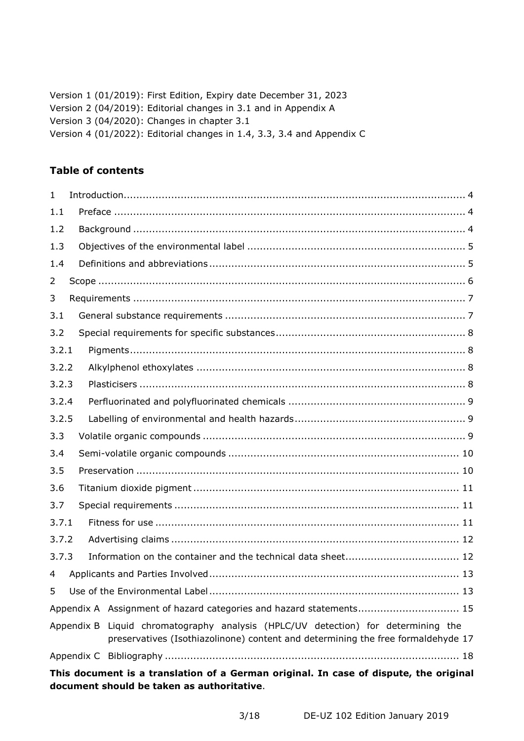Version 1 (01/2019): First Edition, Expiry date December 31, 2023
Version 2 (04/2019): Editorial changes in 3.1 and in Appendix A
Version 3 (04/2020): Changes in chapter 3.1
Version 4 (01/2022): Editorial changes in 1.4, 3.3, 3.4 and Appendix C

## Table of contents

1 Introduction ........................................................ 4
1.1 Preface ........................................................ 4
1.2 Background ........................................................ 4
1.3 Objectives of the environmental label ........................................................ 5
1.4 Definitions and abbreviations ........................................................ 5
2 Scope ........................................................ 6
3 Requirements ........................................................ 7
3.1 General substance requirements ........................................................ 7
3.2 Special requirements for specific substances ........................................................ 8
3.2.1 Pigments ........................................................ 8
3.2.2 Alkylphenol ethoxylates ........................................................ 8
3.2.3 Plasticisers ........................................................ 8
3.2.4 Perfluorinated and polyfluorinated chemicals ........................................................ 9
3.2.5 Labelling of environmental and health hazards ........................................................ 9
3.3 Volatile organic compounds ........................................................ 9
3.4 Semi-volatile organic compounds ........................................................ 10
3.5 Preservation ........................................................ 10
3.6 Titanium dioxide pigment ........................................................ 11
3.7 Special requirements ........................................................ 11
3.7.1 Fitness for use ........................................................ 11
3.7.2 Advertising claims ........................................................ 12
3.7.3 Information on the container and the technical data sheet ........................................................ 12
4 Applicants and Parties Involved ........................................................ 13
5 Use of the Environmental Label ........................................................ 13
Appendix A Assignment of hazard categories and hazard statements ........................................................ 15
Appendix B Liquid chromatography analysis (HPLC/UV detection) for determining the preservatives (Isothiazolinone) content and determining the free formaldehyde 17
Appendix C Bibliography ........................................................ 18

**This document is a translation of a German original. In case of dispute, the original document should be taken as authoritative**.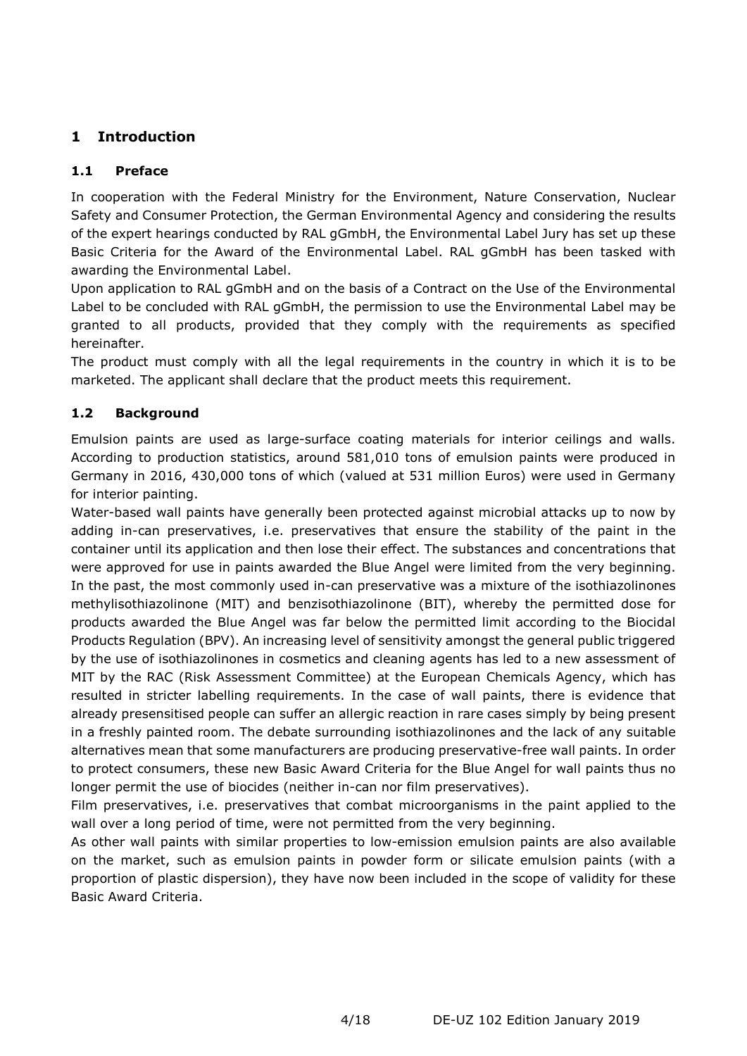# 1 Introduction

## 1.1 Preface

In cooperation with the Federal Ministry for the Environment, Nature Conservation, Nuclear Safety and Consumer Protection, the German Environmental Agency and considering the results of the expert hearings conducted by RAL gGmbH, the Environmental Label Jury has set up these Basic Criteria for the Award of the Environmental Label. RAL gGmbH has been tasked with awarding the Environmental Label.

Upon application to RAL gGmbH and on the basis of a Contract on the Use of the Environmental Label to be concluded with RAL gGmbH, the permission to use the Environmental Label may be granted to all products, provided that they comply with the requirements as specified hereinafter.

The product must comply with all the legal requirements in the country in which it is to be marketed. The applicant shall declare that the product meets this requirement.

## 1.2 Background

Emulsion paints are used as large-surface coating materials for interior ceilings and walls. According to production statistics, around 581,010 tons of emulsion paints were produced in Germany in 2016, 430,000 tons of which (valued at 531 million Euros) were used in Germany for interior painting.

Water-based wall paints have generally been protected against microbial attacks up to now by adding in-can preservatives, i.e. preservatives that ensure the stability of the paint in the container until its application and then lose their effect. The substances and concentrations that were approved for use in paints awarded the Blue Angel were limited from the very beginning. In the past, the most commonly used in-can preservative was a mixture of the isothiazolinones methylisothiazolinone (MIT) and benzisothiazolinone (BIT), whereby the permitted dose for products awarded the Blue Angel was far below the permitted limit according to the Biocidal Products Regulation (BPV). An increasing level of sensitivity amongst the general public triggered by the use of isothiazolinones in cosmetics and cleaning agents has led to a new assessment of MIT by the RAC (Risk Assessment Committee) at the European Chemicals Agency, which has resulted in stricter labelling requirements. In the case of wall paints, there is evidence that already presensitised people can suffer an allergic reaction in rare cases simply by being present in a freshly painted room. The debate surrounding isothiazolinones and the lack of any suitable alternatives mean that some manufacturers are producing preservative-free wall paints. In order to protect consumers, these new Basic Award Criteria for the Blue Angel for wall paints thus no longer permit the use of biocides (neither in-can nor film preservatives).

Film preservatives, i.e. preservatives that combat microorganisms in the paint applied to the wall over a long period of time, were not permitted from the very beginning.

As other wall paints with similar properties to low-emission emulsion paints are also available on the market, such as emulsion paints in powder form or silicate emulsion paints (with a proportion of plastic dispersion), they have now been included in the scope of validity for these Basic Award Criteria.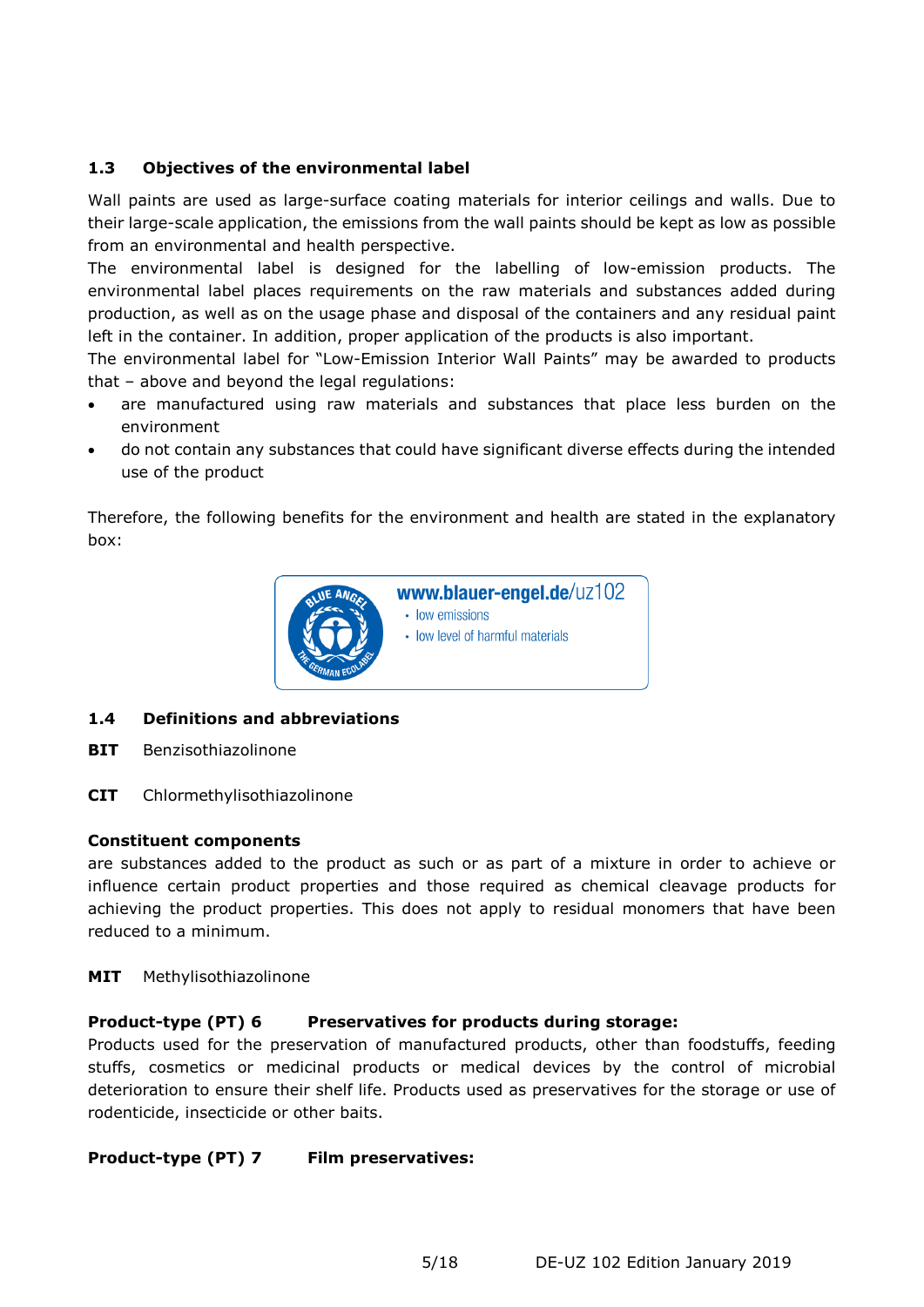### 1.3 Objectives of the environmental label

Wall paints are used as large-surface coating materials for interior ceilings and walls. Due to their large-scale application, the emissions from the wall paints should be kept as low as possible from an environmental and health perspective.
The environmental label is designed for the labelling of low-emission products. The environmental label places requirements on the raw materials and substances added during production, as well as on the usage phase and disposal of the containers and any residual paint left in the container. In addition, proper application of the products is also important.
The environmental label for "Low-Emission Interior Wall Paints" may be awarded to products that – above and beyond the legal regulations:

- are manufactured using raw materials and substances that place less burden on the environment
- do not contain any substances that could have significant diverse effects during the intended use of the product

Therefore, the following benefits for the environment and health are stated in the explanatory box:

www.blauer-engel.de/uz102
- low emissions
- low level of harmful materials

### 1.4 Definitions and abbreviations

**BIT** Benzisothiazolinone

**CIT** Chlormethylisothiazolinone

**Constituent components**
are substances added to the product as such or as part of a mixture in order to achieve or influence certain product properties and those required as chemical cleavage products for achieving the product properties. This does not apply to residual monomers that have been reduced to a minimum.

**MIT** Methylisothiazolinone

**Product-type (PT) 6 Preservatives for products during storage:**
Products used for the preservation of manufactured products, other than foodstuffs, feeding stuffs, cosmetics or medicinal products or medical devices by the control of microbial deterioration to ensure their shelf life. Products used as preservatives for the storage or use of rodenticide, insecticide or other baits.

**Product-type (PT) 7 Film preservatives:**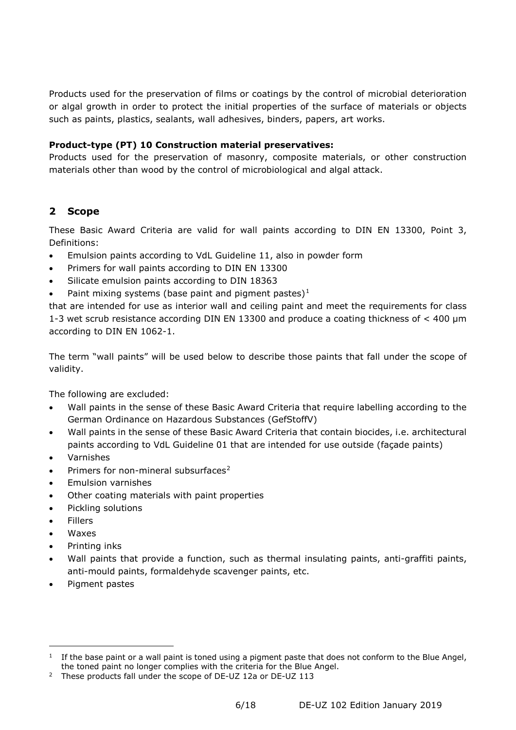Products used for the preservation of films or coatings by the control of microbial deterioration or algal growth in order to protect the initial properties of the surface of materials or objects such as paints, plastics, sealants, wall adhesives, binders, papers, art works.

**Product-type (PT) 10 Construction material preservatives:**
Products used for the preservation of masonry, composite materials, or other construction materials other than wood by the control of microbiological and algal attack.

## 2 Scope

These Basic Award Criteria are valid for wall paints according to DIN EN 13300, Point 3, Definitions:

- Emulsion paints according to VdL Guideline 11, also in powder form
- Primers for wall paints according to DIN EN 13300
- Silicate emulsion paints according to DIN 18363
- Paint mixing systems (base paint and pigment pastes)[1]

that are intended for use as interior wall and ceiling paint and meet the requirements for class 1-3 wet scrub resistance according DIN EN 13300 and produce a coating thickness of < 400 µm according to DIN EN 1062-1.

The term "wall paints" will be used below to describe those paints that fall under the scope of validity.

The following are excluded:

- Wall paints in the sense of these Basic Award Criteria that require labelling according to the German Ordinance on Hazardous Substances (GefStoffV)
- Wall paints in the sense of these Basic Award Criteria that contain biocides, i.e. architectural paints according to VdL Guideline 01 that are intended for use outside (façade paints)
- Varnishes
- Primers for non-mineral subsurfaces[2]
- Emulsion varnishes
- Other coating materials with paint properties
- Pickling solutions
- Fillers
- Waxes
- Printing inks
- Wall paints that provide a function, such as thermal insulating paints, anti-graffiti paints, anti-mould paints, formaldehyde scavenger paints, etc.
- Pigment pastes

---

[1] If the base paint or a wall paint is toned using a pigment paste that does not conform to the Blue Angel, the toned paint no longer complies with the criteria for the Blue Angel.

[2] These products fall under the scope of DE-UZ 12a or DE-UZ 113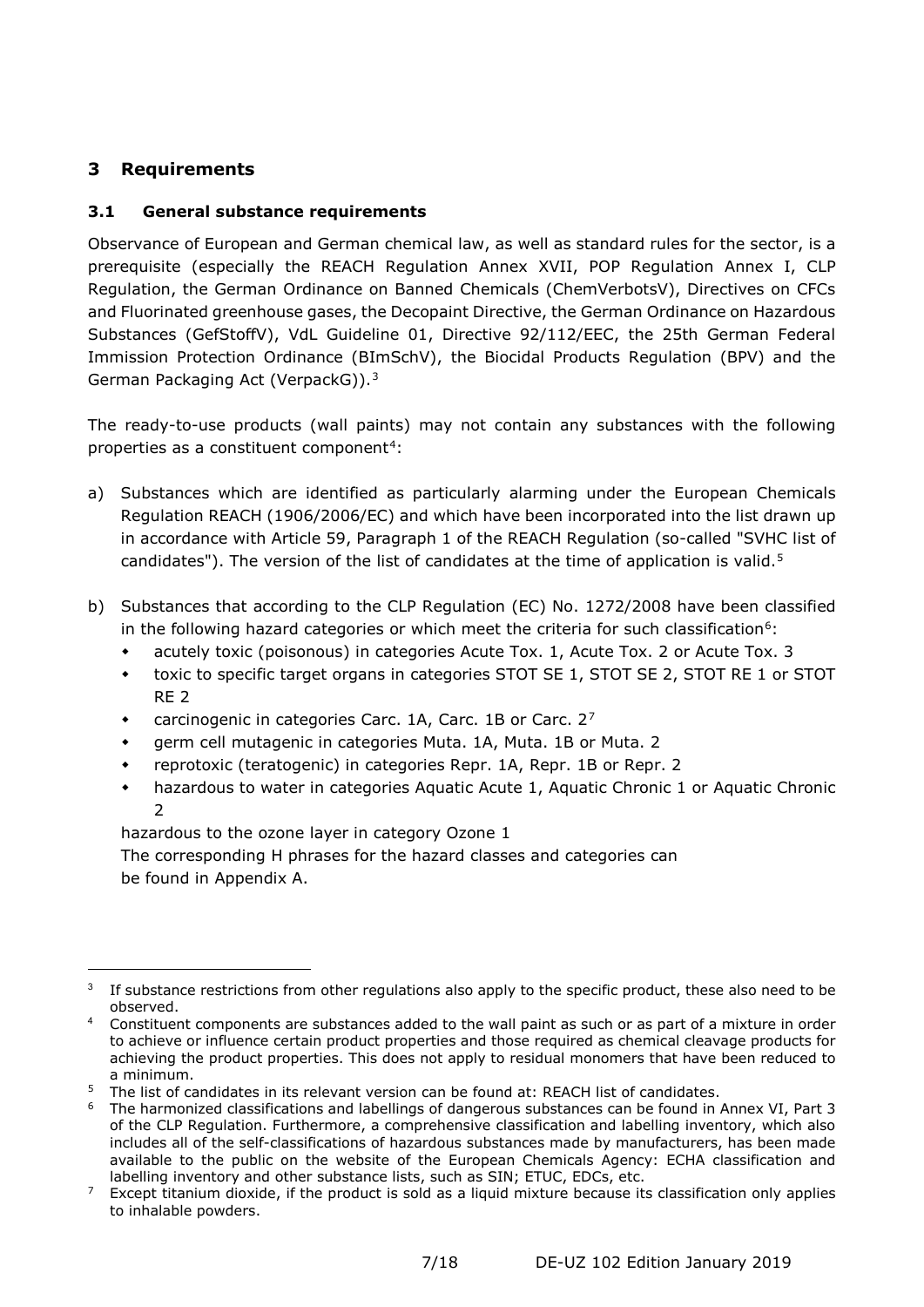## 3 Requirements

### 3.1 General substance requirements

Observance of European and German chemical law, as well as standard rules for the sector, is a prerequisite (especially the REACH Regulation Annex XVII, POP Regulation Annex I, CLP Regulation, the German Ordinance on Banned Chemicals (ChemVerbotsV), Directives on CFCs and Fluorinated greenhouse gases, the Decopaint Directive, the German Ordinance on Hazardous Substances (GefStoffV), VdL Guideline 01, Directive 92/112/EEC, the 25th German Federal Immission Protection Ordinance (BImSchV), the Biocidal Products Regulation (BPV) and the German Packaging Act (VerpackG)).[3]

The ready-to-use products (wall paints) may not contain any substances with the following properties as a constituent component[4]:

a) Substances which are identified as particularly alarming under the European Chemicals Regulation REACH (1906/2006/EC) and which have been incorporated into the list drawn up in accordance with Article 59, Paragraph 1 of the REACH Regulation (so-called "SVHC list of candidates"). The version of the list of candidates at the time of application is valid.[5]

b) Substances that according to the CLP Regulation (EC) No. 1272/2008 have been classified in the following hazard categories or which meet the criteria for such classification[6]:
   - acutely toxic (poisonous) in categories Acute Tox. 1, Acute Tox. 2 or Acute Tox. 3
   - toxic to specific target organs in categories STOT SE 1, STOT SE 2, STOT RE 1 or STOT RE 2
   - carcinogenic in categories Carc. 1A, Carc. 1B or Carc. 2[7]
   - germ cell mutagenic in categories Muta. 1A, Muta. 1B or Muta. 2
   - reprotoxic (teratogenic) in categories Repr. 1A, Repr. 1B or Repr. 2
   - hazardous to water in categories Aquatic Acute 1, Aquatic Chronic 1 or Aquatic Chronic 2

   hazardous to the ozone layer in category Ozone 1
   The corresponding H phrases for the hazard classes and categories can be found in Appendix A.

---

[3] If substance restrictions from other regulations also apply to the specific product, these also need to be observed.

[4] Constituent components are substances added to the wall paint as such or as part of a mixture in order to achieve or influence certain product properties and those required as chemical cleavage products for achieving the product properties. This does not apply to residual monomers that have been reduced to a minimum.

[5] The list of candidates in its relevant version can be found at: REACH list of candidates.

[6] The harmonized classifications and labellings of dangerous substances can be found in Annex VI, Part 3 of the CLP Regulation. Furthermore, a comprehensive classification and labelling inventory, which also includes all of the self-classifications of hazardous substances made by manufacturers, has been made available to the public on the website of the European Chemicals Agency: ECHA classification and labelling inventory and other substance lists, such as SIN; ETUC, EDCs, etc.

[7] Except titanium dioxide, if the product is sold as a liquid mixture because its classification only applies to inhalable powders.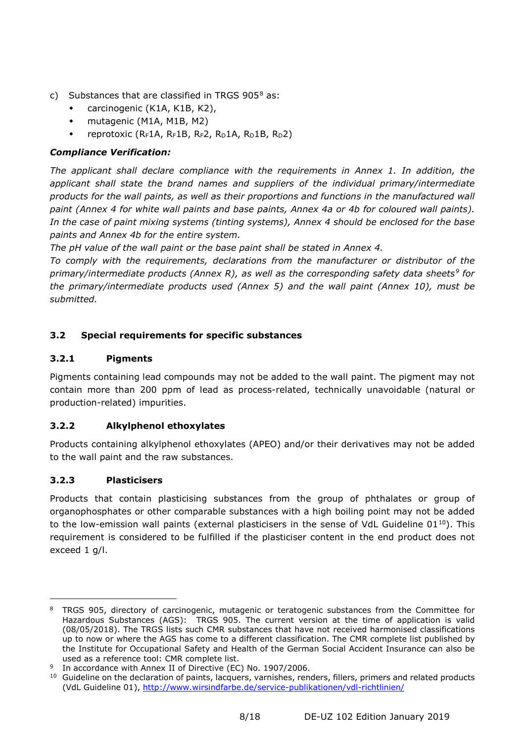c) Substances that are classified in TRGS 905[8] as:
   - carcinogenic (K1A, K1B, K2),
   - mutagenic (M1A, M1B, M2)
   - reprotoxic ($R_F$1A, $R_F$1B, $R_F$2, $R_D$1A, $R_D$1B, $R_D$2)

***Compliance Verification:***

*The applicant shall declare compliance with the requirements in Annex 1. In addition, the applicant shall state the brand names and suppliers of the individual primary/intermediate products for the wall paints, as well as their proportions and functions in the manufactured wall paint (Annex 4 for white wall paints and base paints, Annex 4a or 4b for coloured wall paints). In the case of paint mixing systems (tinting systems), Annex 4 should be enclosed for the base paints and Annex 4b for the entire system.*

*The pH value of the wall paint or the base paint shall be stated in Annex 4.*

*To comply with the requirements, declarations from the manufacturer or distributor of the primary/intermediate products (Annex R), as well as the corresponding safety data sheets[9] for the primary/intermediate products used (Annex 5) and the wall paint (Annex 10), must be submitted.*

### 3.2 Special requirements for specific substances

#### 3.2.1 Pigments

Pigments containing lead compounds may not be added to the wall paint. The pigment may not contain more than 200 ppm of lead as process-related, technically unavoidable (natural or production-related) impurities.

#### 3.2.2 Alkylphenol ethoxylates

Products containing alkylphenol ethoxylates (APEO) and/or their derivatives may not be added to the wall paint and the raw substances.

#### 3.2.3 Plasticisers

Products that contain plasticising substances from the group of phthalates or group of organophosphates or other comparable substances with a high boiling point may not be added to the low-emission wall paints (external plasticisers in the sense of VdL Guideline 01[10]). This requirement is considered to be fulfilled if the plasticiser content in the end product does not exceed 1 g/l.

---

[8] TRGS 905, directory of carcinogenic, mutagenic or teratogenic substances from the Committee for Hazardous Substances (AGS): TRGS 905. The current version at the time of application is valid (08/05/2018). The TRGS lists such CMR substances that have not received harmonised classifications up to now or where the AGS has come to a different classification. The CMR complete list published by the Institute for Occupational Safety and Health of the German Social Accident Insurance can also be used as a reference tool: CMR complete list.

[9] In accordance with Annex II of Directive (EC) No. 1907/2006.

[10] Guideline on the declaration of paints, lacquers, varnishes, renders, fillers, primers and related products (VdL Guideline 01), http://www.wirsindfarbe.de/service-publikationen/vdl-richtlinien/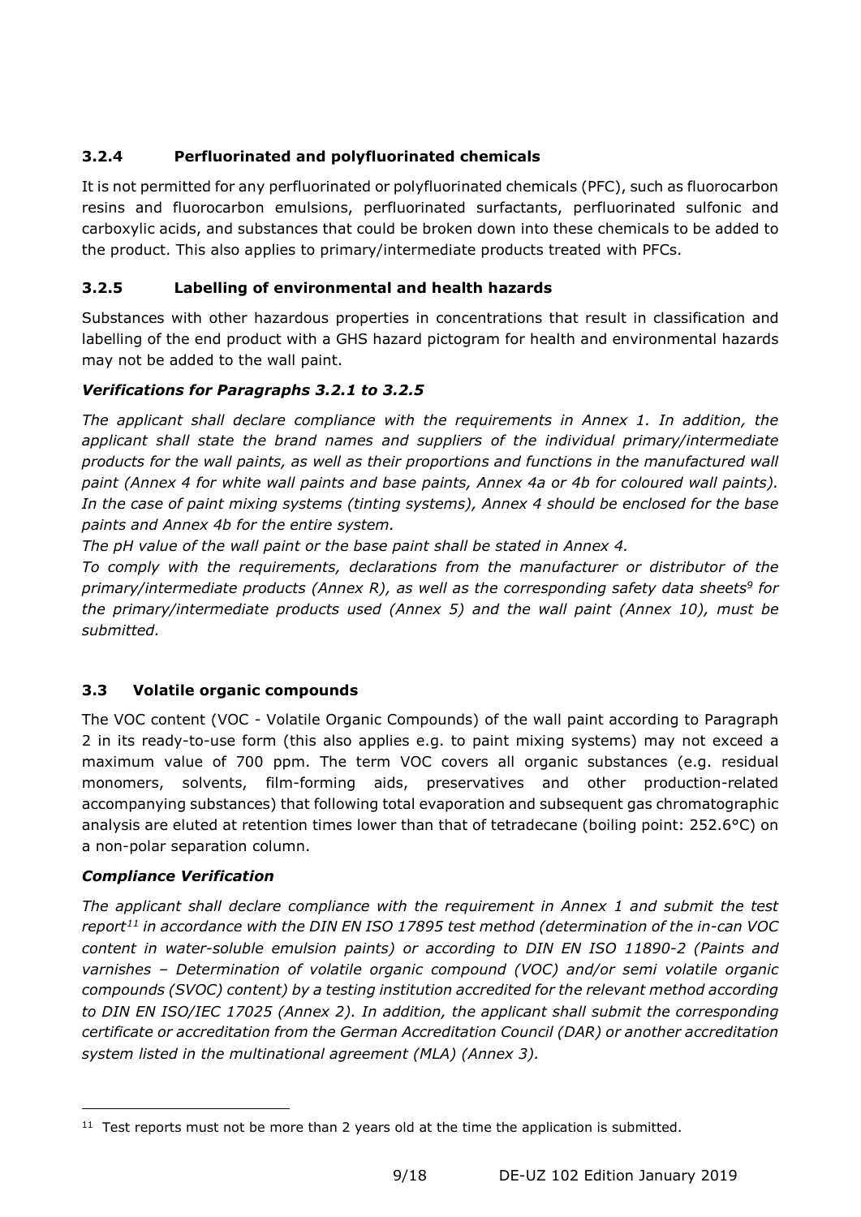### 3.2.4 Perfluorinated and polyfluorinated chemicals

It is not permitted for any perfluorinated or polyfluorinated chemicals (PFC), such as fluorocarbon resins and fluorocarbon emulsions, perfluorinated surfactants, perfluorinated sulfonic and carboxylic acids, and substances that could be broken down into these chemicals to be added to the product. This also applies to primary/intermediate products treated with PFCs.

### 3.2.5 Labelling of environmental and health hazards

Substances with other hazardous properties in concentrations that result in classification and labelling of the end product with a GHS hazard pictogram for health and environmental hazards may not be added to the wall paint.

#### *Verifications for Paragraphs 3.2.1 to 3.2.5*

*The applicant shall declare compliance with the requirements in Annex 1. In addition, the applicant shall state the brand names and suppliers of the individual primary/intermediate products for the wall paints, as well as their proportions and functions in the manufactured wall paint (Annex 4 for white wall paints and base paints, Annex 4a or 4b for coloured wall paints). In the case of paint mixing systems (tinting systems), Annex 4 should be enclosed for the base paints and Annex 4b for the entire system.*

*The pH value of the wall paint or the base paint shall be stated in Annex 4.*

*To comply with the requirements, declarations from the manufacturer or distributor of the primary/intermediate products (Annex R), as well as the corresponding safety data sheets[9] for the primary/intermediate products used (Annex 5) and the wall paint (Annex 10), must be submitted.*

## 3.3 Volatile organic compounds

The VOC content (VOC - Volatile Organic Compounds) of the wall paint according to Paragraph 2 in its ready-to-use form (this also applies e.g. to paint mixing systems) may not exceed a maximum value of 700 ppm. The term VOC covers all organic substances (e.g. residual monomers, solvents, film-forming aids, preservatives and other production-related accompanying substances) that following total evaporation and subsequent gas chromatographic analysis are eluted at retention times lower than that of tetradecane (boiling point: 252.6°C) on a non-polar separation column.

#### *Compliance Verification*

*The applicant shall declare compliance with the requirement in Annex 1 and submit the test report[11] in accordance with the DIN EN ISO 17895 test method (determination of the in-can VOC content in water-soluble emulsion paints) or according to DIN EN ISO 11890-2 (Paints and varnishes – Determination of volatile organic compound (VOC) and/or semi volatile organic compounds (SVOC) content) by a testing institution accredited for the relevant method according to DIN EN ISO/IEC 17025 (Annex 2). In addition, the applicant shall submit the corresponding certificate or accreditation from the German Accreditation Council (DAR) or another accreditation system listed in the multinational agreement (MLA) (Annex 3).*

---

[11] Test reports must not be more than 2 years old at the time the application is submitted.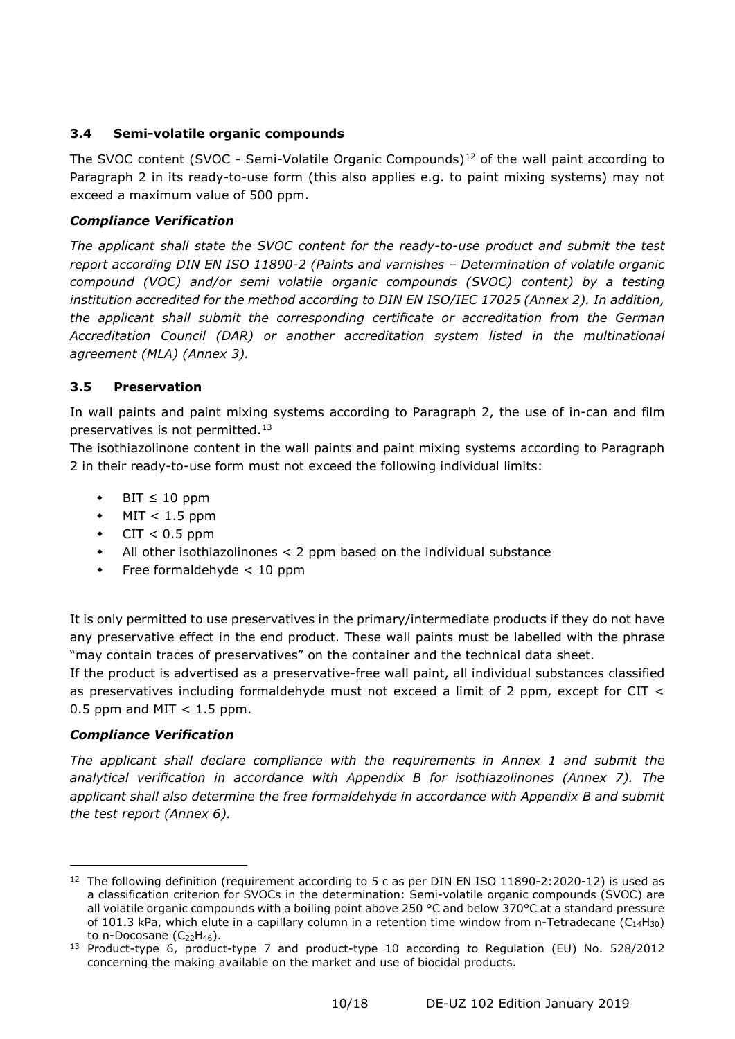### 3.4 Semi-volatile organic compounds

The SVOC content (SVOC - Semi-Volatile Organic Compounds)[12] of the wall paint according to Paragraph 2 in its ready-to-use form (this also applies e.g. to paint mixing systems) may not exceed a maximum value of 500 ppm.

***Compliance Verification***

*The applicant shall state the SVOC content for the ready-to-use product and submit the test report according DIN EN ISO 11890-2 (Paints and varnishes – Determination of volatile organic compound (VOC) and/or semi volatile organic compounds (SVOC) content) by a testing institution accredited for the method according to DIN EN ISO/IEC 17025 (Annex 2). In addition, the applicant shall submit the corresponding certificate or accreditation from the German Accreditation Council (DAR) or another accreditation system listed in the multinational agreement (MLA) (Annex 3).*

### 3.5 Preservation

In wall paints and paint mixing systems according to Paragraph 2, the use of in-can and film preservatives is not permitted.[13]

The isothiazolinone content in the wall paints and paint mixing systems according to Paragraph 2 in their ready-to-use form must not exceed the following individual limits:

- BIT ≤ 10 ppm
- MIT < 1.5 ppm
- CIT < 0.5 ppm
- All other isothiazolinones < 2 ppm based on the individual substance
- Free formaldehyde < 10 ppm

It is only permitted to use preservatives in the primary/intermediate products if they do not have any preservative effect in the end product. These wall paints must be labelled with the phrase "may contain traces of preservatives" on the container and the technical data sheet.

If the product is advertised as a preservative-free wall paint, all individual substances classified as preservatives including formaldehyde must not exceed a limit of 2 ppm, except for CIT < 0.5 ppm and MIT < 1.5 ppm.

***Compliance Verification***

*The applicant shall declare compliance with the requirements in Annex 1 and submit the analytical verification in accordance with Appendix B for isothiazolinones (Annex 7). The applicant shall also determine the free formaldehyde in accordance with Appendix B and submit the test report (Annex 6).*

---

[12] The following definition (requirement according to 5 c as per DIN EN ISO 11890-2:2020-12) is used as a classification criterion for SVOCs in the determination: Semi-volatile organic compounds (SVOC) are all volatile organic compounds with a boiling point above 250 °C and below 370°C at a standard pressure of 101.3 kPa, which elute in a capillary column in a retention time window from n-Tetradecane ($C_{14}H_{30}$) to n-Docosane ($C_{22}H_{46}$).

[13] Product-type 6, product-type 7 and product-type 10 according to Regulation (EU) No. 528/2012 concerning the making available on the market and use of biocidal products.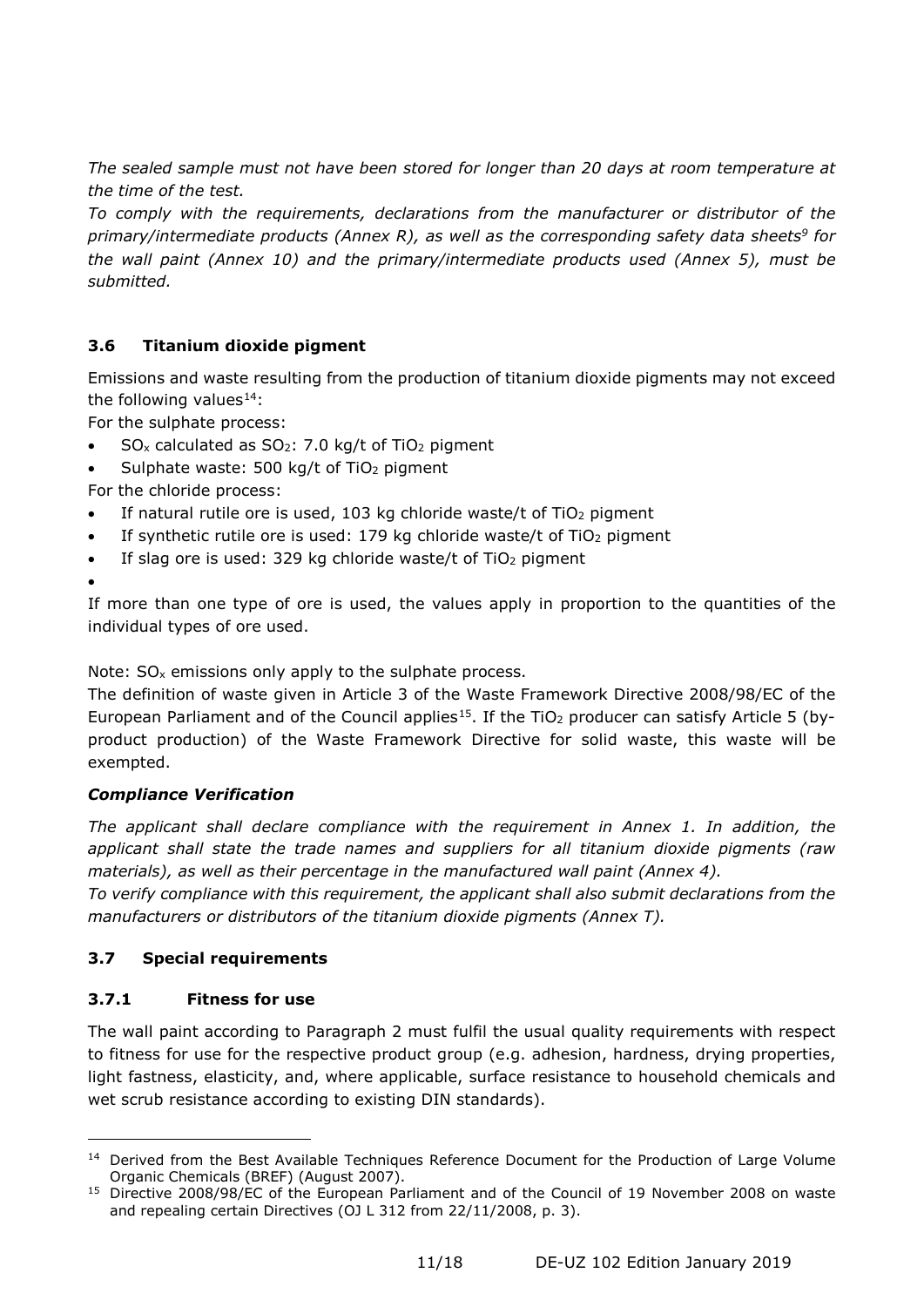*The sealed sample must not have been stored for longer than 20 days at room temperature at the time of the test.*

*To comply with the requirements, declarations from the manufacturer or distributor of the primary/intermediate products (Annex R), as well as the corresponding safety data sheets[9] for the wall paint (Annex 10) and the primary/intermediate products used (Annex 5), must be submitted.*

### 3.6 Titanium dioxide pigment

Emissions and waste resulting from the production of titanium dioxide pigments may not exceed the following values[14]:

For the sulphate process:

- $SO_x$ calculated as $SO_2$: 7.0 kg/t of $TiO_2$ pigment
- Sulphate waste: 500 kg/t of $TiO_2$ pigment

For the chloride process:

- If natural rutile ore is used, 103 kg chloride waste/t of $TiO_2$ pigment
- If synthetic rutile ore is used: 179 kg chloride waste/t of $TiO_2$ pigment
- If slag ore is used: 329 kg chloride waste/t of $TiO_2$ pigment

If more than one type of ore is used, the values apply in proportion to the quantities of the individual types of ore used.

Note: $SO_x$ emissions only apply to the sulphate process.

The definition of waste given in Article 3 of the Waste Framework Directive 2008/98/EC of the European Parliament and of the Council applies[15]. If the $TiO_2$ producer can satisfy Article 5 (by-product production) of the Waste Framework Directive for solid waste, this waste will be exempted.

#### *Compliance Verification*

*The applicant shall declare compliance with the requirement in Annex 1. In addition, the applicant shall state the trade names and suppliers for all titanium dioxide pigments (raw materials), as well as their percentage in the manufactured wall paint (Annex 4).*

*To verify compliance with this requirement, the applicant shall also submit declarations from the manufacturers or distributors of the titanium dioxide pigments (Annex T).*

### 3.7 Special requirements

#### 3.7.1 Fitness for use

The wall paint according to Paragraph 2 must fulfil the usual quality requirements with respect to fitness for use for the respective product group (e.g. adhesion, hardness, drying properties, light fastness, elasticity, and, where applicable, surface resistance to household chemicals and wet scrub resistance according to existing DIN standards).

---

[14] Derived from the Best Available Techniques Reference Document for the Production of Large Volume Organic Chemicals (BREF) (August 2007).

[15] Directive 2008/98/EC of the European Parliament and of the Council of 19 November 2008 on waste and repealing certain Directives (OJ L 312 from 22/11/2008, p. 3).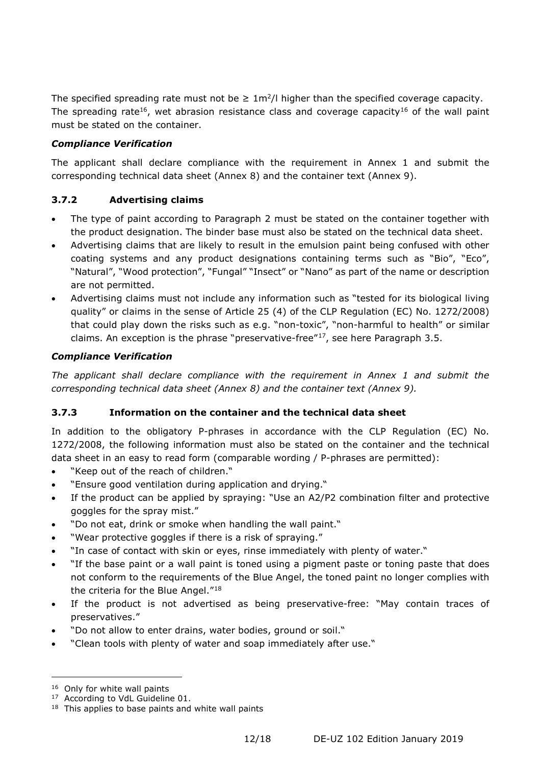The specified spreading rate must not be ≥ $1m^2/l$ higher than the specified coverage capacity. The spreading rate[16], wet abrasion resistance class and coverage capacity[16] of the wall paint must be stated on the container.

### *Compliance Verification*

The applicant shall declare compliance with the requirement in Annex 1 and submit the corresponding technical data sheet (Annex 8) and the container text (Annex 9).

### 3.7.2 Advertising claims

- The type of paint according to Paragraph 2 must be stated on the container together with the product designation. The binder base must also be stated on the technical data sheet.
- Advertising claims that are likely to result in the emulsion paint being confused with other coating systems and any product designations containing terms such as "Bio", "Eco", "Natural", "Wood protection", "Fungal" "Insect" or "Nano" as part of the name or description are not permitted.
- Advertising claims must not include any information such as "tested for its biological living quality" or claims in the sense of Article 25 (4) of the CLP Regulation (EC) No. 1272/2008) that could play down the risks such as e.g. "non-toxic", "non-harmful to health" or similar claims. An exception is the phrase "preservative-free"[17], see here Paragraph 3.5.

### *Compliance Verification*

*The applicant shall declare compliance with the requirement in Annex 1 and submit the corresponding technical data sheet (Annex 8) and the container text (Annex 9).*

### 3.7.3 Information on the container and the technical data sheet

In addition to the obligatory P-phrases in accordance with the CLP Regulation (EC) No. 1272/2008, the following information must also be stated on the container and the technical data sheet in an easy to read form (comparable wording / P-phrases are permitted):

- "Keep out of the reach of children."
- "Ensure good ventilation during application and drying."
- If the product can be applied by spraying: "Use an A2/P2 combination filter and protective goggles for the spray mist."
- "Do not eat, drink or smoke when handling the wall paint."
- "Wear protective goggles if there is a risk of spraying."
- "In case of contact with skin or eyes, rinse immediately with plenty of water."
- "If the base paint or a wall paint is toned using a pigment paste or toning paste that does not conform to the requirements of the Blue Angel, the toned paint no longer complies with the criteria for the Blue Angel."[18]
- If the product is not advertised as being preservative-free: "May contain traces of preservatives."
- "Do not allow to enter drains, water bodies, ground or soil."
- "Clean tools with plenty of water and soap immediately after use."

---

[16] Only for white wall paints

[17] According to VdL Guideline 01.

[18] This applies to base paints and white wall paints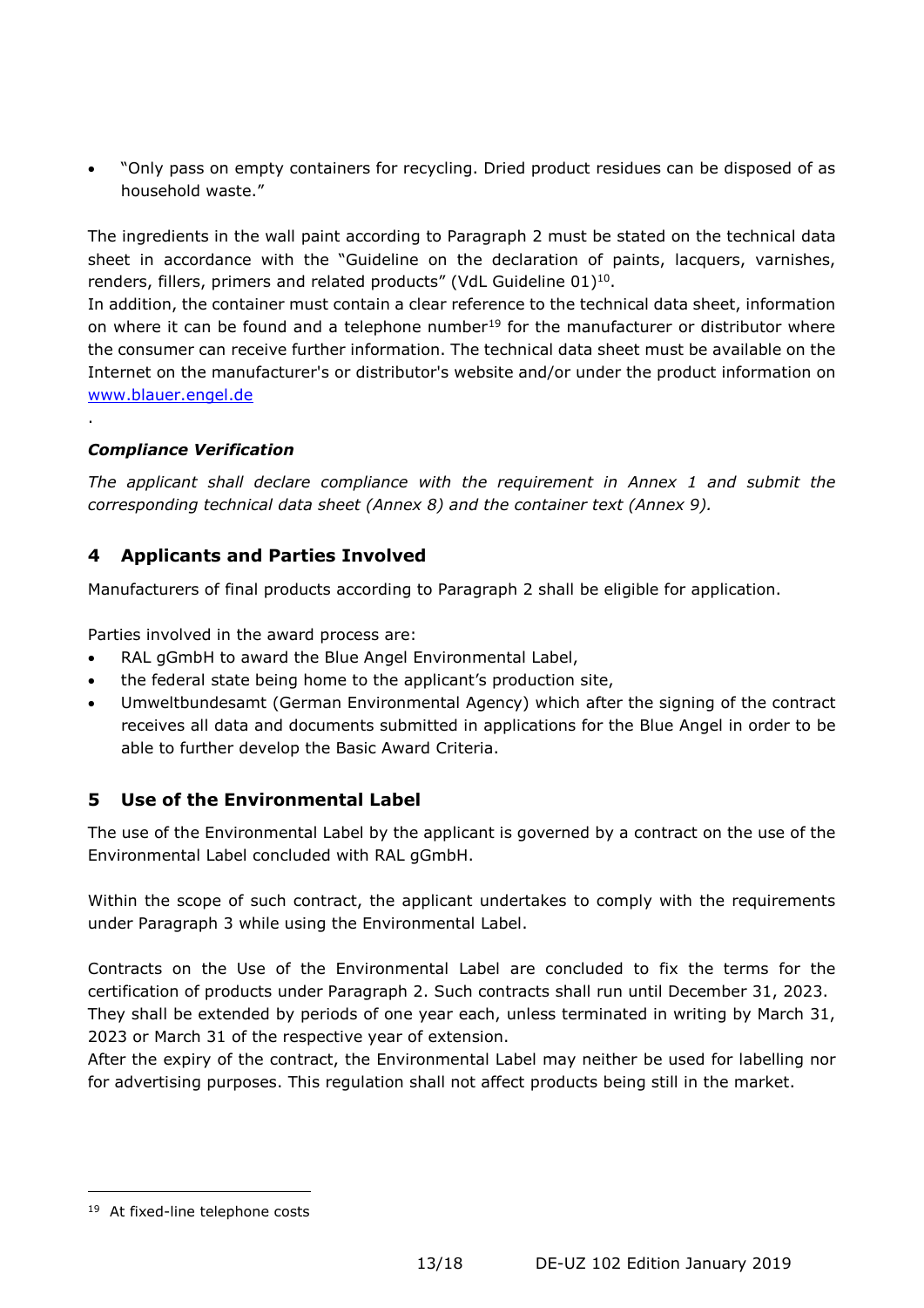- "Only pass on empty containers for recycling. Dried product residues can be disposed of as household waste."

The ingredients in the wall paint according to Paragraph 2 must be stated on the technical data sheet in accordance with the "Guideline on the declaration of paints, lacquers, varnishes, renders, fillers, primers and related products" (VdL Guideline 01)[10].
In addition, the container must contain a clear reference to the technical data sheet, information on where it can be found and a telephone number[19] for the manufacturer or distributor where the consumer can receive further information. The technical data sheet must be available on the Internet on the manufacturer's or distributor's website and/or under the product information on www.blauer.engel.de

.

***Compliance Verification***

*The applicant shall declare compliance with the requirement in Annex 1 and submit the corresponding technical data sheet (Annex 8) and the container text (Annex 9).*

## 4 Applicants and Parties Involved

Manufacturers of final products according to Paragraph 2 shall be eligible for application.

Parties involved in the award process are:

- RAL gGmbH to award the Blue Angel Environmental Label,
- the federal state being home to the applicant's production site,
- Umweltbundesamt (German Environmental Agency) which after the signing of the contract receives all data and documents submitted in applications for the Blue Angel in order to be able to further develop the Basic Award Criteria.

## 5 Use of the Environmental Label

The use of the Environmental Label by the applicant is governed by a contract on the use of the Environmental Label concluded with RAL gGmbH.

Within the scope of such contract, the applicant undertakes to comply with the requirements under Paragraph 3 while using the Environmental Label.

Contracts on the Use of the Environmental Label are concluded to fix the terms for the certification of products under Paragraph 2. Such contracts shall run until December 31, 2023.
They shall be extended by periods of one year each, unless terminated in writing by March 31, 2023 or March 31 of the respective year of extension.
After the expiry of the contract, the Environmental Label may neither be used for labelling nor for advertising purposes. This regulation shall not affect products being still in the market.

[19] At fixed-line telephone costs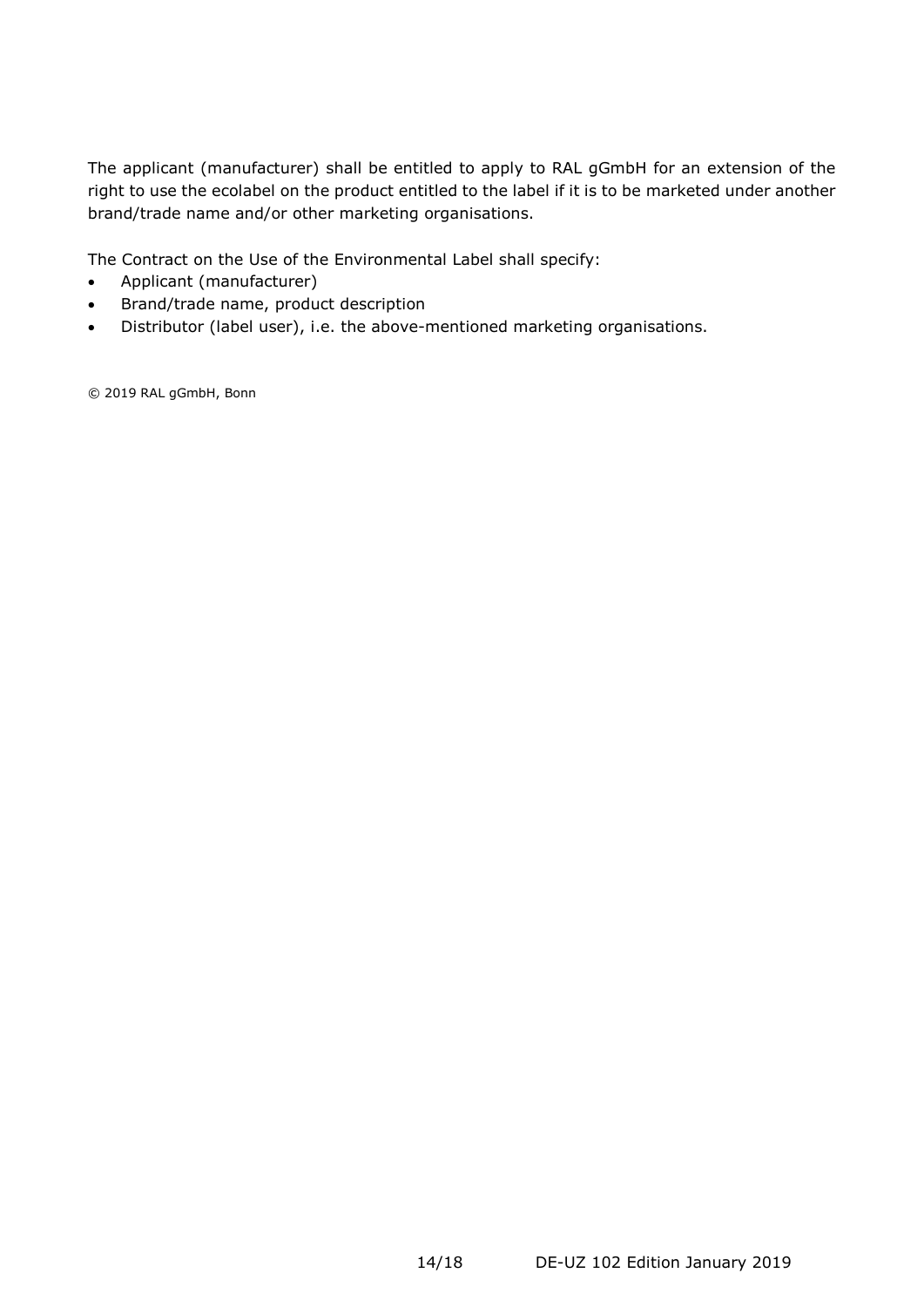The applicant (manufacturer) shall be entitled to apply to RAL gGmbH for an extension of the right to use the ecolabel on the product entitled to the label if it is to be marketed under another brand/trade name and/or other marketing organisations.

The Contract on the Use of the Environmental Label shall specify:

- Applicant (manufacturer)
- Brand/trade name, product description
- Distributor (label user), i.e. the above-mentioned marketing organisations.

© 2019 RAL gGmbH, Bonn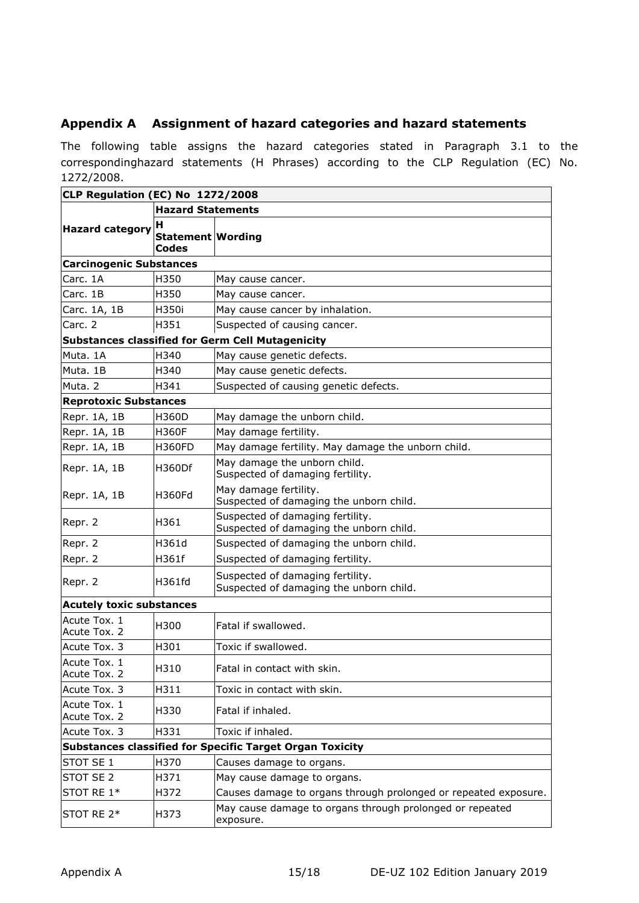## Appendix A Assignment of hazard categories and hazard statements

The following table assigns the hazard categories stated in Paragraph 3.1 to the correspondinghazard statements (H Phrases) according to the CLP Regulation (EC) No. 1272/2008.

| **CLP Regulation (EC) No 1272/2008** | | |
|---|---|---|
| **Hazard category** | **Hazard Statements** | |
| | **H Statement Codes** | **Wording** |
| **Carcinogenic Substances** | | |
| Carc. 1A | H350 | May cause cancer. |
| Carc. 1B | H350 | May cause cancer. |
| Carc. 1A, 1B | H350i | May cause cancer by inhalation. |
| Carc. 2 | H351 | Suspected of causing cancer. |
| **Substances classified for Germ Cell Mutagenicity** | | |
| Muta. 1A | H340 | May cause genetic defects. |
| Muta. 1B | H340 | May cause genetic defects. |
| Muta. 2 | H341 | Suspected of causing genetic defects. |
| **Reprotoxic Substances** | | |
| Repr. 1A, 1B | H360D | May damage the unborn child. |
| Repr. 1A, 1B | H360F | May damage fertility. |
| Repr. 1A, 1B | H360FD | May damage fertility. May damage the unborn child. |
| Repr. 1A, 1B | H360Df | May damage the unborn child.<br>Suspected of damaging fertility. |
| Repr. 1A, 1B | H360Fd | May damage fertility.<br>Suspected of damaging the unborn child. |
| Repr. 2 | H361 | Suspected of damaging fertility.<br>Suspected of damaging the unborn child. |
| Repr. 2 | H361d | Suspected of damaging the unborn child. |
| Repr. 2 | H361f | Suspected of damaging fertility. |
| Repr. 2 | H361fd | Suspected of damaging fertility.<br>Suspected of damaging the unborn child. |
| **Acutely toxic substances** | | |
| Acute Tox. 1<br>Acute Tox. 2 | H300 | Fatal if swallowed. |
| Acute Tox. 3 | H301 | Toxic if swallowed. |
| Acute Tox. 1<br>Acute Tox. 2 | H310 | Fatal in contact with skin. |
| Acute Tox. 3 | H311 | Toxic in contact with skin. |
| Acute Tox. 1<br>Acute Tox. 2 | H330 | Fatal if inhaled. |
| Acute Tox. 3 | H331 | Toxic if inhaled. |
| **Substances classified for Specific Target Organ Toxicity** | | |
| STOT SE 1 | H370 | Causes damage to organs. |
| STOT SE 2 | H371 | May cause damage to organs. |
| STOT RE 1* | H372 | Causes damage to organs through prolonged or repeated exposure. |
| STOT RE 2* | H373 | May cause damage to organs through prolonged or repeated exposure. |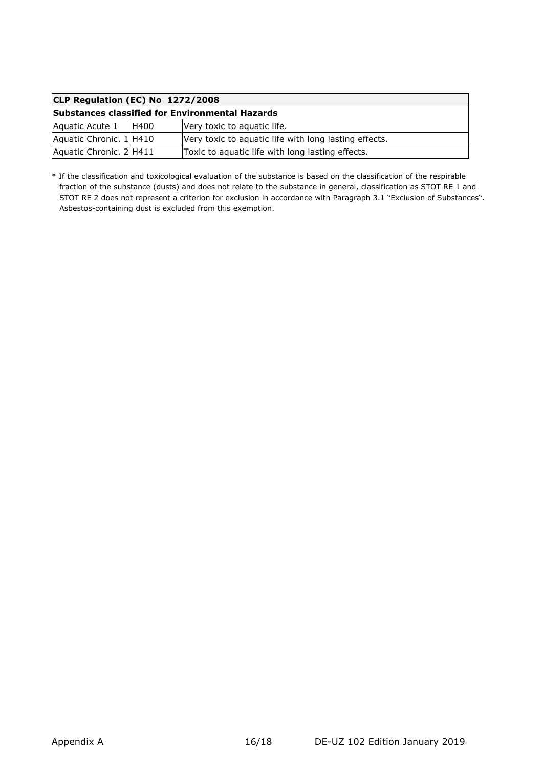| CLP Regulation (EC) No 1272/2008 | | |
| --- | --- | --- |
| **Substances classified for Environmental Hazards** | | |
| Aquatic Acute 1 | H400 | Very toxic to aquatic life. |
| Aquatic Chronic. 1 | H410 | Very toxic to aquatic life with long lasting effects. |
| Aquatic Chronic. 2 | H411 | Toxic to aquatic life with long lasting effects. |

* If the classification and toxicological evaluation of the substance is based on the classification of the respirable fraction of the substance (dusts) and does not relate to the substance in general, classification as STOT RE 1 and STOT RE 2 does not represent a criterion for exclusion in accordance with Paragraph 3.1 "Exclusion of Substances". Asbestos-containing dust is excluded from this exemption.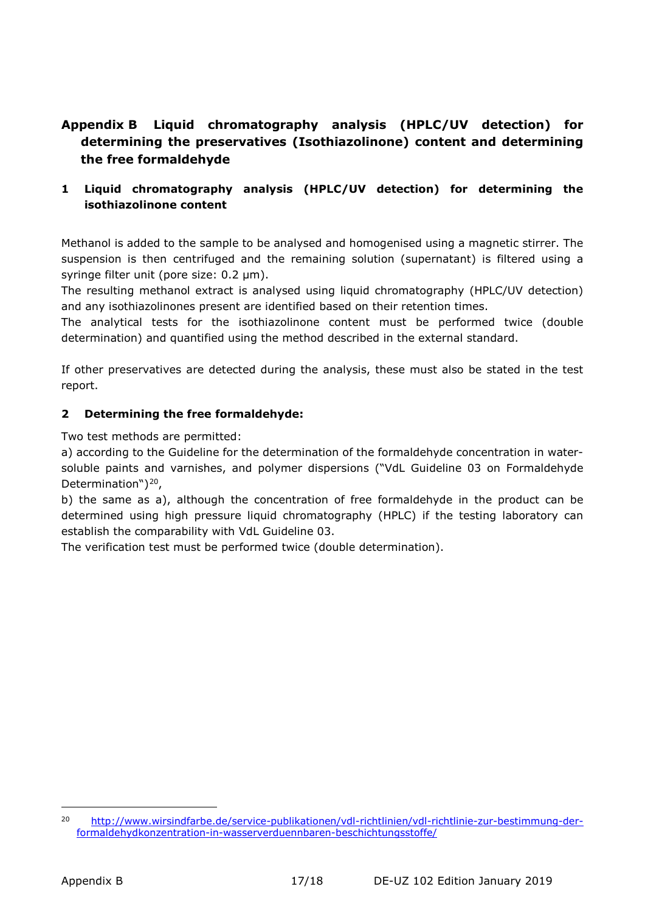# Appendix B Liquid chromatography analysis (HPLC/UV detection) for determining the preservatives (Isothiazolinone) content and determining the free formaldehyde

## 1 Liquid chromatography analysis (HPLC/UV detection) for determining the isothiazolinone content

Methanol is added to the sample to be analysed and homogenised using a magnetic stirrer. The suspension is then centrifuged and the remaining solution (supernatant) is filtered using a syringe filter unit (pore size: 0.2 µm).
The resulting methanol extract is analysed using liquid chromatography (HPLC/UV detection) and any isothiazolinones present are identified based on their retention times.
The analytical tests for the isothiazolinone content must be performed twice (double determination) and quantified using the method described in the external standard.

If other preservatives are detected during the analysis, these must also be stated in the test report.

## 2 Determining the free formaldehyde:

Two test methods are permitted:
a) according to the Guideline for the determination of the formaldehyde concentration in water-soluble paints and varnishes, and polymer dispersions ("VdL Guideline 03 on Formaldehyde Determination")[20],
b) the same as a), although the concentration of free formaldehyde in the product can be determined using high pressure liquid chromatography (HPLC) if the testing laboratory can establish the comparability with VdL Guideline 03.
The verification test must be performed twice (double determination).

---

[20] http://www.wirsindfarbe.de/service-publikationen/vdl-richtlinien/vdl-richtlinie-zur-bestimmung-der-formaldehydkonzentration-in-wasserverduennbaren-beschichtungsstoffe/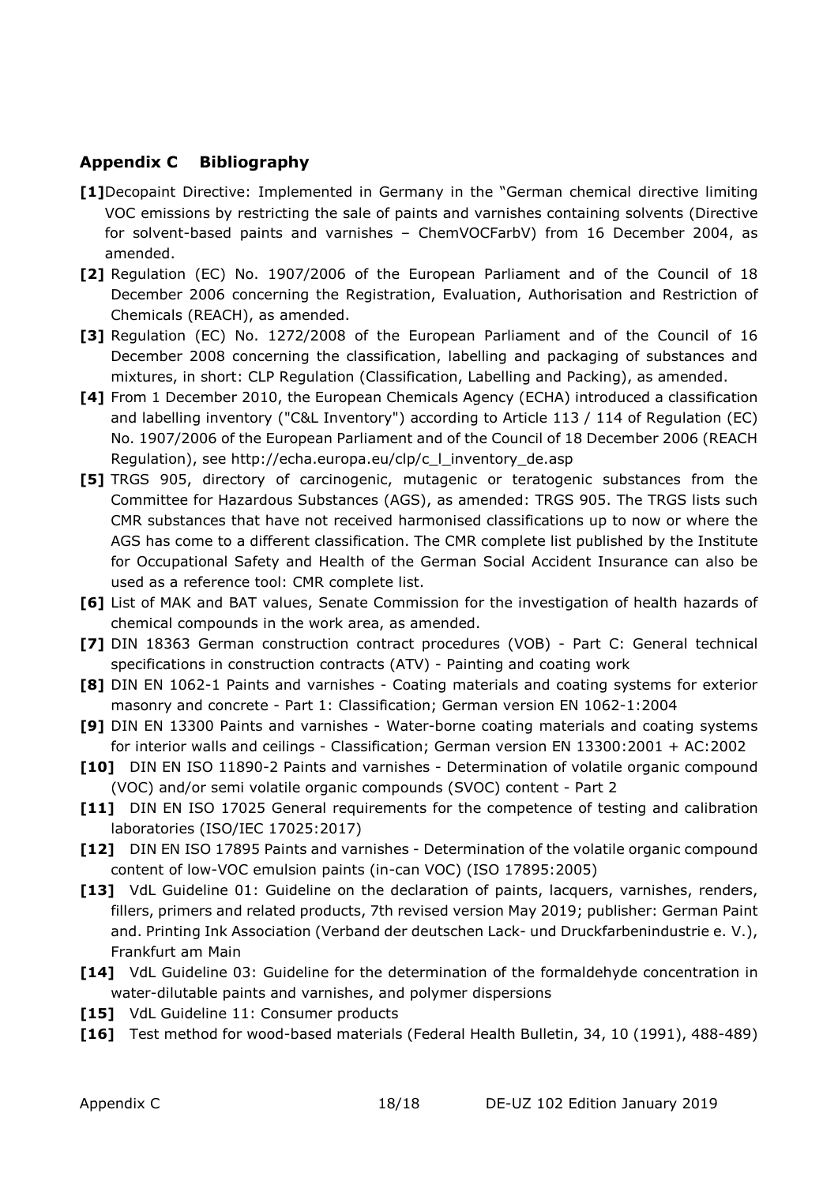## Appendix C Bibliography

**[1]** Decopaint Directive: Implemented in Germany in the "German chemical directive limiting VOC emissions by restricting the sale of paints and varnishes containing solvents (Directive for solvent-based paints and varnishes – ChemVOCFarbV) from 16 December 2004, as amended.

**[2]** Regulation (EC) No. 1907/2006 of the European Parliament and of the Council of 18 December 2006 concerning the Registration, Evaluation, Authorisation and Restriction of Chemicals (REACH), as amended.

**[3]** Regulation (EC) No. 1272/2008 of the European Parliament and of the Council of 16 December 2008 concerning the classification, labelling and packaging of substances and mixtures, in short: CLP Regulation (Classification, Labelling and Packing), as amended.

**[4]** From 1 December 2010, the European Chemicals Agency (ECHA) introduced a classification and labelling inventory ("C&L Inventory") according to Article 113 / 114 of Regulation (EC) No. 1907/2006 of the European Parliament and of the Council of 18 December 2006 (REACH Regulation), see http://echa.europa.eu/clp/c_l_inventory_de.asp

**[5]** TRGS 905, directory of carcinogenic, mutagenic or teratogenic substances from the Committee for Hazardous Substances (AGS), as amended: TRGS 905. The TRGS lists such CMR substances that have not received harmonised classifications up to now or where the AGS has come to a different classification. The CMR complete list published by the Institute for Occupational Safety and Health of the German Social Accident Insurance can also be used as a reference tool: CMR complete list.

**[6]** List of MAK and BAT values, Senate Commission for the investigation of health hazards of chemical compounds in the work area, as amended.

**[7]** DIN 18363 German construction contract procedures (VOB) - Part C: General technical specifications in construction contracts (ATV) - Painting and coating work

**[8]** DIN EN 1062-1 Paints and varnishes - Coating materials and coating systems for exterior masonry and concrete - Part 1: Classification; German version EN 1062-1:2004

**[9]** DIN EN 13300 Paints and varnishes - Water-borne coating materials and coating systems for interior walls and ceilings - Classification; German version EN 13300:2001 + AC:2002

**[10]** DIN EN ISO 11890-2 Paints and varnishes - Determination of volatile organic compound (VOC) and/or semi volatile organic compounds (SVOC) content - Part 2

**[11]** DIN EN ISO 17025 General requirements for the competence of testing and calibration laboratories (ISO/IEC 17025:2017)

**[12]** DIN EN ISO 17895 Paints and varnishes - Determination of the volatile organic compound content of low-VOC emulsion paints (in-can VOC) (ISO 17895:2005)

**[13]** VdL Guideline 01: Guideline on the declaration of paints, lacquers, varnishes, renders, fillers, primers and related products, 7th revised version May 2019; publisher: German Paint and. Printing Ink Association (Verband der deutschen Lack- und Druckfarbenindustrie e. V.), Frankfurt am Main

**[14]** VdL Guideline 03: Guideline for the determination of the formaldehyde concentration in water-dilutable paints and varnishes, and polymer dispersions

**[15]** VdL Guideline 11: Consumer products

**[16]** Test method for wood-based materials (Federal Health Bulletin, 34, 10 (1991), 488-489)